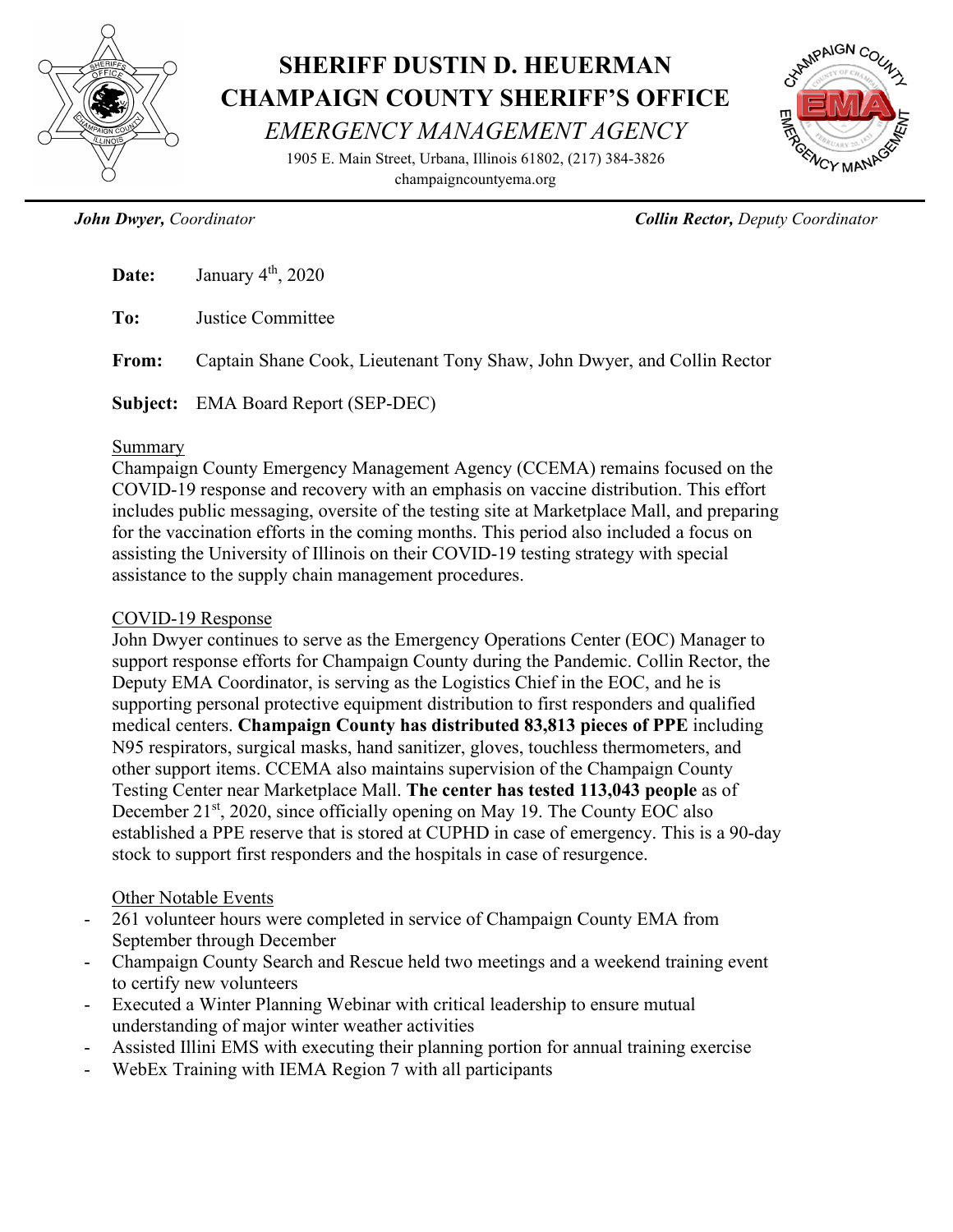# SHERIFF DUSTIN D. HEUERMAN
# CHAMPAIGN COUNTY SHERIFF'S OFFICE
## *EMERGENCY MANAGEMENT AGENCY*

1905 E. Main Street, Urbana, Illinois 61802, (217) 384-3826
champaigncountyema.org

***John Dwyer,*** *Coordinator* ***Collin Rector,*** *Deputy Coordinator*

**Date:** January 4th, 2020

**To:** Justice Committee

**From:** Captain Shane Cook, Lieutenant Tony Shaw, John Dwyer, and Collin Rector

**Subject:** EMA Board Report (SEP-DEC)

Summary

Champaign County Emergency Management Agency (CCEMA) remains focused on the COVID-19 response and recovery with an emphasis on vaccine distribution. This effort includes public messaging, oversite of the testing site at Marketplace Mall, and preparing for the vaccination efforts in the coming months. This period also included a focus on assisting the University of Illinois on their COVID-19 testing strategy with special assistance to the supply chain management procedures.

COVID-19 Response

John Dwyer continues to serve as the Emergency Operations Center (EOC) Manager to support response efforts for Champaign County during the Pandemic. Collin Rector, the Deputy EMA Coordinator, is serving as the Logistics Chief in the EOC, and he is supporting personal protective equipment distribution to first responders and qualified medical centers. **Champaign County has distributed 83,813 pieces of PPE** including N95 respirators, surgical masks, hand sanitizer, gloves, touchless thermometers, and other support items. CCEMA also maintains supervision of the Champaign County Testing Center near Marketplace Mall. **The center has tested 113,043 people** as of December 21st, 2020, since officially opening on May 19. The County EOC also established a PPE reserve that is stored at CUPHD in case of emergency. This is a 90-day stock to support first responders and the hospitals in case of resurgence.

Other Notable Events

- 261 volunteer hours were completed in service of Champaign County EMA from September through December
- Champaign County Search and Rescue held two meetings and a weekend training event to certify new volunteers
- Executed a Winter Planning Webinar with critical leadership to ensure mutual understanding of major winter weather activities
- Assisted Illini EMS with executing their planning portion for annual training exercise
- WebEx Training with IEMA Region 7 with all participants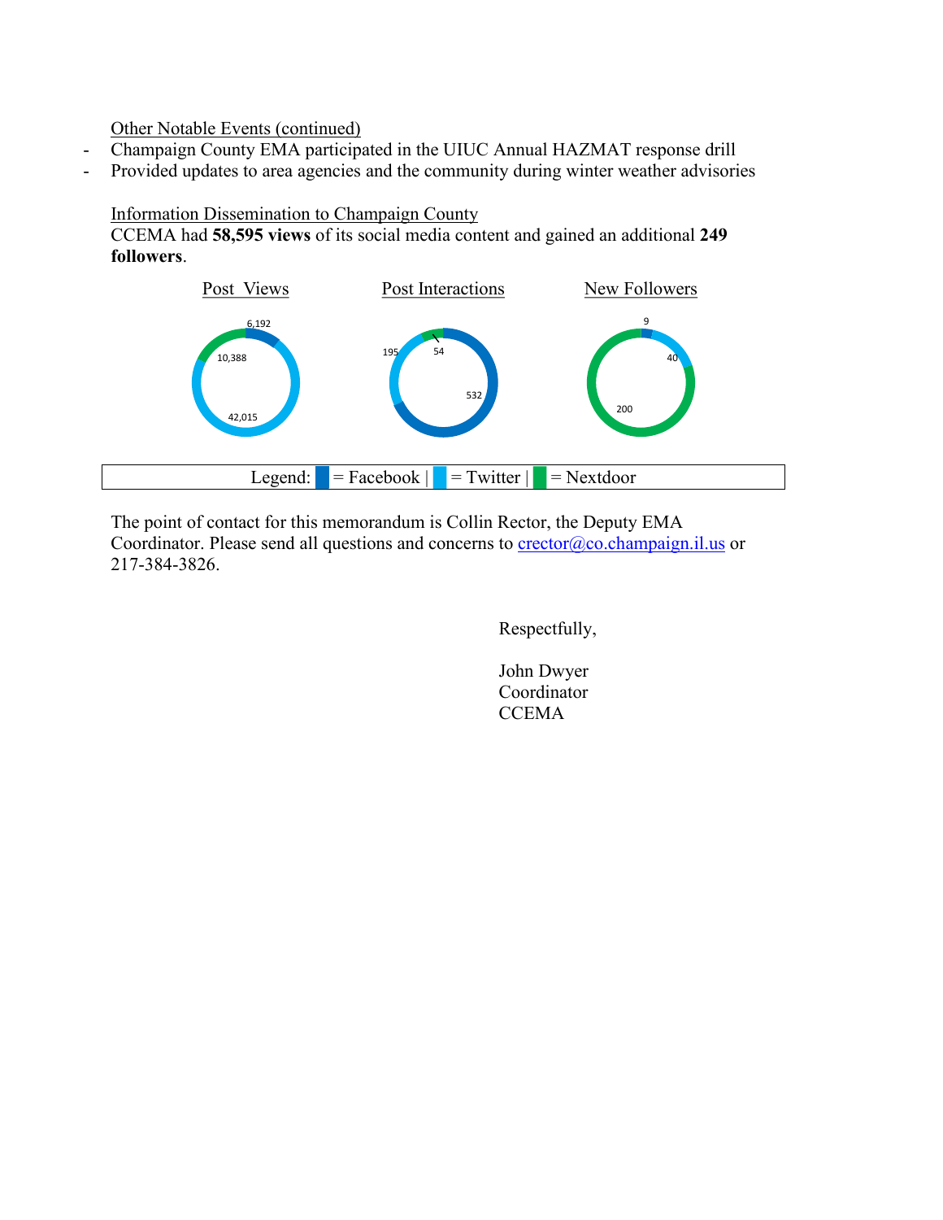Other Notable Events (continued)

- Champaign County EMA participated in the UIUC Annual HAZMAT response drill
- Provided updates to area agencies and the community during winter weather advisories

Information Dissemination to Champaign County

CCEMA had **58,595 views** of its social media content and gained an additional **249 followers**.

Post Views

6,192

10,388

42,015

Post Interactions

195

54

532

New Followers

9

40

200

Legend: = Facebook | = Twitter | = Nextdoor

The point of contact for this memorandum is Collin Rector, the Deputy EMA Coordinator. Please send all questions and concerns to crector@co.champaign.il.us or 217-384-3826.

Respectfully,

John Dwyer
Coordinator
CCEMA